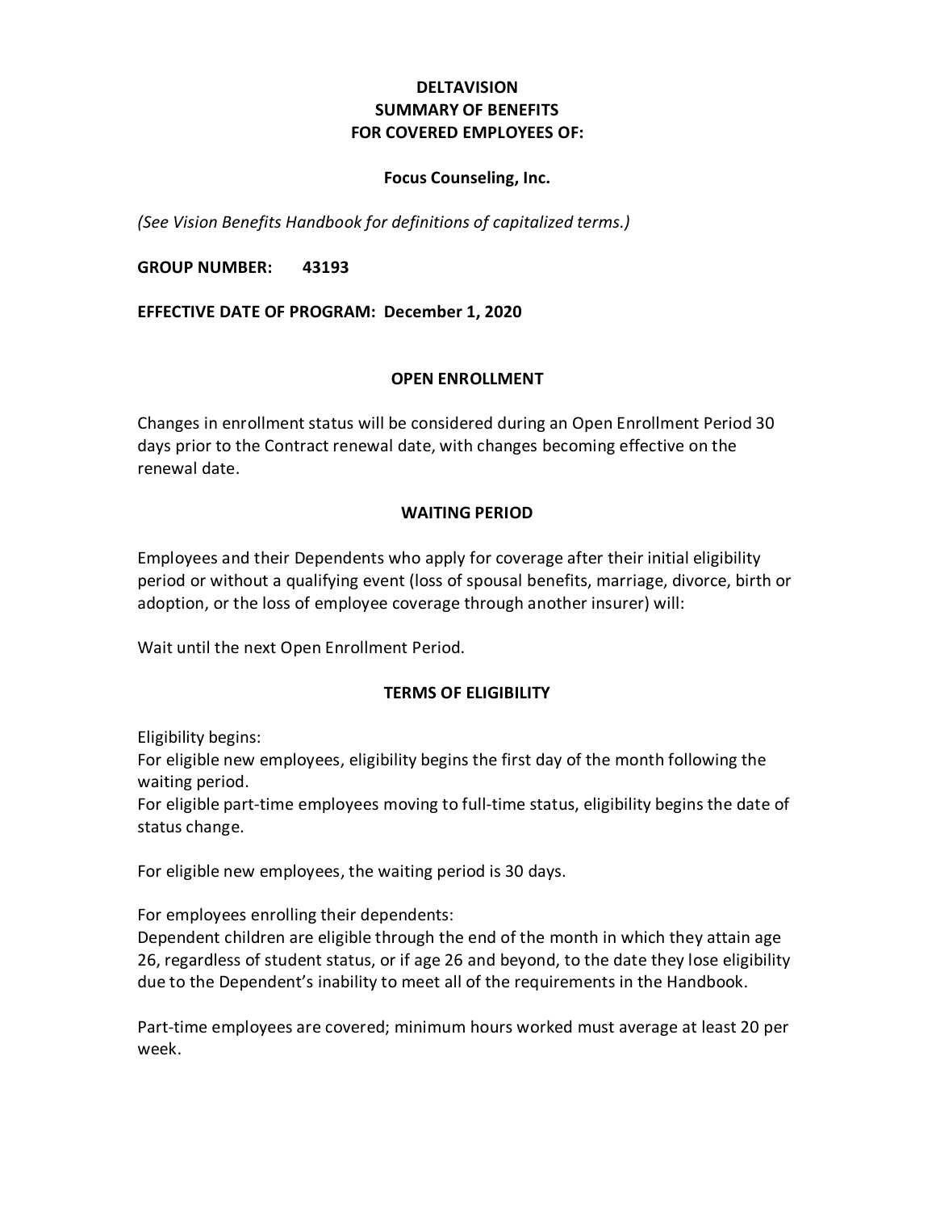# DELTAVISION
# SUMMARY OF BENEFITS
# FOR COVERED EMPLOYEES OF:

**Focus Counseling, Inc.**

*(See Vision Benefits Handbook for definitions of capitalized terms.)*

**GROUP NUMBER: 43193**

**EFFECTIVE DATE OF PROGRAM: December 1, 2020**

## OPEN ENROLLMENT

Changes in enrollment status will be considered during an Open Enrollment Period 30 days prior to the Contract renewal date, with changes becoming effective on the renewal date.

## WAITING PERIOD

Employees and their Dependents who apply for coverage after their initial eligibility period or without a qualifying event (loss of spousal benefits, marriage, divorce, birth or adoption, or the loss of employee coverage through another insurer) will:

Wait until the next Open Enrollment Period.

## TERMS OF ELIGIBILITY

Eligibility begins:
For eligible new employees, eligibility begins the first day of the month following the waiting period.
For eligible part-time employees moving to full-time status, eligibility begins the date of status change.

For eligible new employees, the waiting period is 30 days.

For employees enrolling their dependents:
Dependent children are eligible through the end of the month in which they attain age 26, regardless of student status, or if age 26 and beyond, to the date they lose eligibility due to the Dependent's inability to meet all of the requirements in the Handbook.

Part-time employees are covered; minimum hours worked must average at least 20 per week.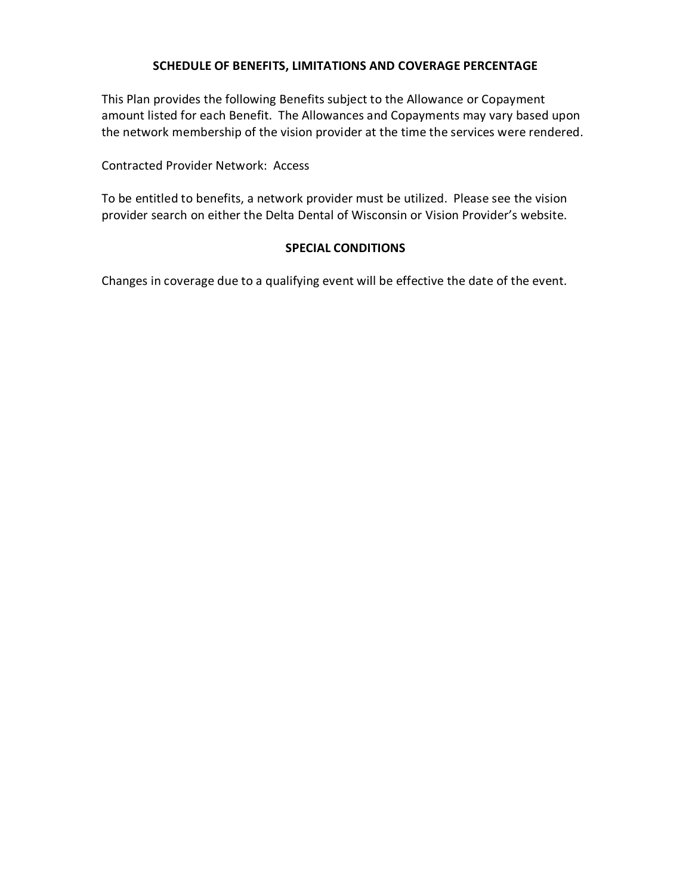## SCHEDULE OF BENEFITS, LIMITATIONS AND COVERAGE PERCENTAGE

This Plan provides the following Benefits subject to the Allowance or Copayment amount listed for each Benefit. The Allowances and Copayments may vary based upon the network membership of the vision provider at the time the services were rendered.

Contracted Provider Network: Access

To be entitled to benefits, a network provider must be utilized. Please see the vision provider search on either the Delta Dental of Wisconsin or Vision Provider's website.

## SPECIAL CONDITIONS

Changes in coverage due to a qualifying event will be effective the date of the event.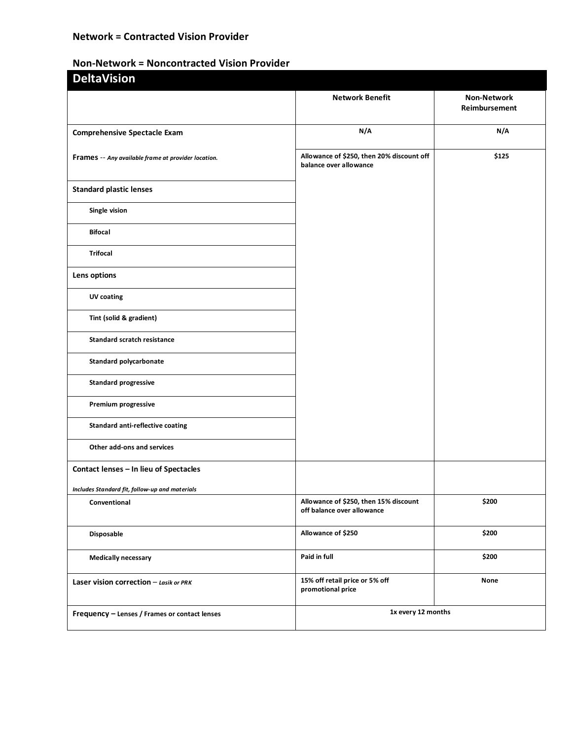**Network = Contracted Vision Provider**

**Non-Network = Noncontracted Vision Provider**

## DeltaVision

| | Network Benefit | Non-Network Reimbursement |
|---|---|---|
| **Comprehensive Spectacle Exam** | N/A | N/A |
| **Frames** -- *Any available frame at provider location.* | Allowance of $250, then 20% discount off balance over allowance | $125 |
| **Standard plastic lenses** | | |
| Single vision | | |
| Bifocal | | |
| Trifocal | | |
| **Lens options** | | |
| UV coating | | |
| Tint (solid & gradient) | | |
| Standard scratch resistance | | |
| Standard polycarbonate | | |
| Standard progressive | | |
| Premium progressive | | |
| Standard anti-reflective coating | | |
| Other add-ons and services | | |
| **Contact lenses – In lieu of Spectacles** *Includes Standard fit, follow-up and materials* | | |
| Conventional | Allowance of $250, then 15% discount off balance over allowance | $200 |
| Disposable | Allowance of $250 | $200 |
| Medically necessary | Paid in full | $200 |
| **Laser vision correction** – *Lasik or PRK* | 15% off retail price or 5% off promotional price | None |
| **Frequency** – Lenses / Frames or contact lenses | 1x every 12 months | |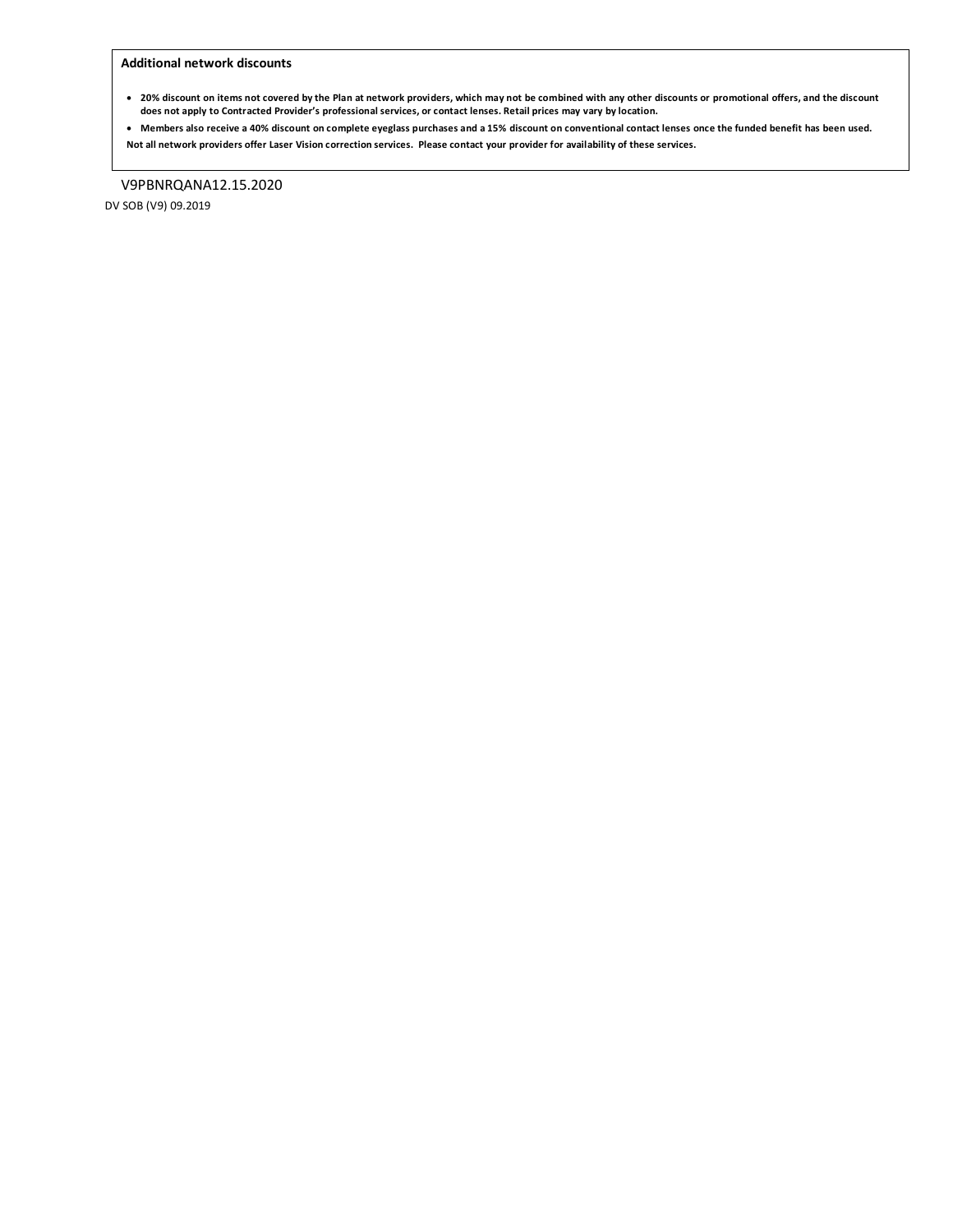### Additional network discounts

- **20% discount on items not covered by the Plan at network providers, which may not be combined with any other discounts or promotional offers, and the discount does not apply to Contracted Provider's professional services, or contact lenses. Retail prices may vary by location.**
- **Members also receive a 40% discount on complete eyeglass purchases and a 15% discount on conventional contact lenses once the funded benefit has been used.**

**Not all network providers offer Laser Vision correction services. Please contact your provider for availability of these services.**

V9PBNRQANA12.15.2020

DV SOB (V9) 09.2019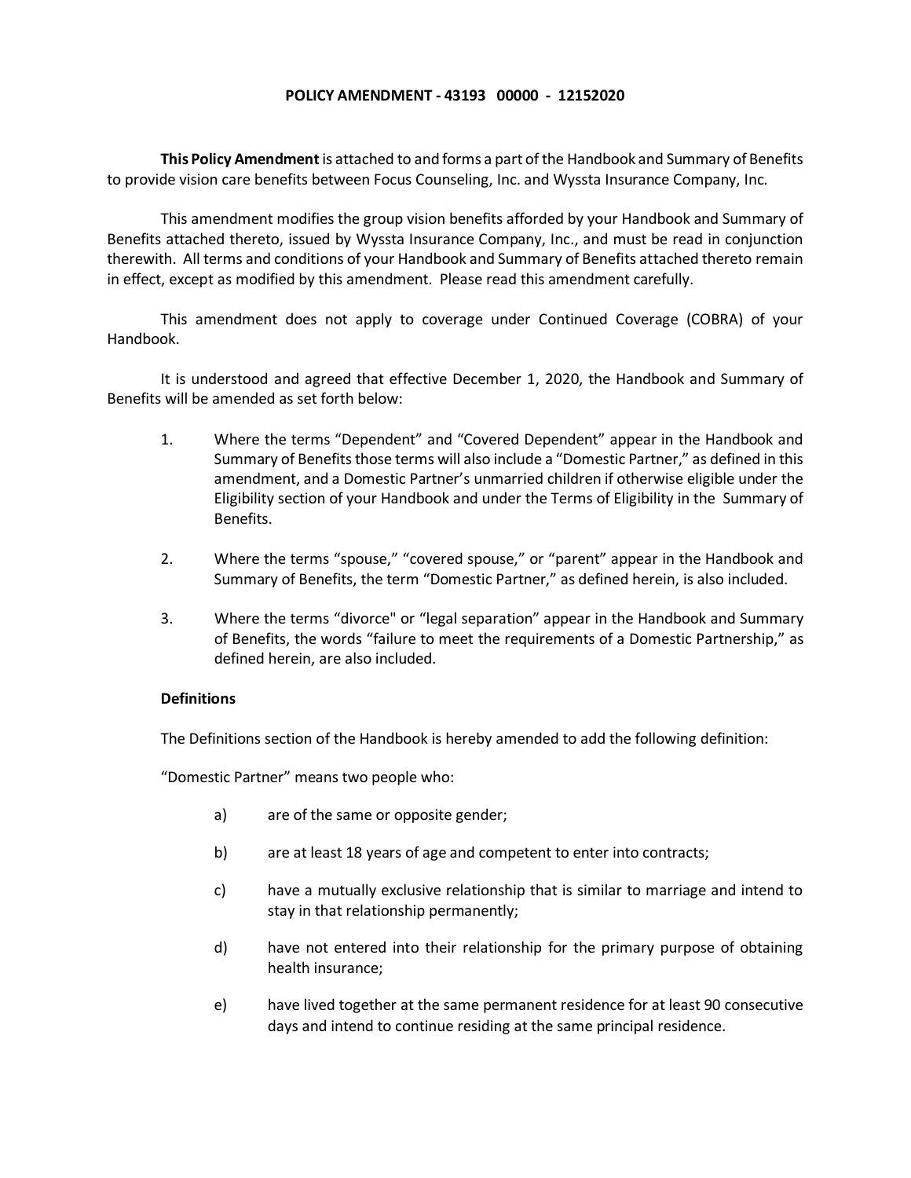**POLICY AMENDMENT - 43193 00000 - 12152020**

**This Policy Amendment** is attached to and forms a part of the Handbook and Summary of Benefits to provide vision care benefits between Focus Counseling, Inc. and Wyssta Insurance Company, Inc.

This amendment modifies the group vision benefits afforded by your Handbook and Summary of Benefits attached thereto, issued by Wyssta Insurance Company, Inc., and must be read in conjunction therewith. All terms and conditions of your Handbook and Summary of Benefits attached thereto remain in effect, except as modified by this amendment. Please read this amendment carefully.

This amendment does not apply to coverage under Continued Coverage (COBRA) of your Handbook.

It is understood and agreed that effective December 1, 2020, the Handbook and Summary of Benefits will be amended as set forth below:

1. Where the terms "Dependent" and "Covered Dependent" appear in the Handbook and Summary of Benefits those terms will also include a "Domestic Partner," as defined in this amendment, and a Domestic Partner's unmarried children if otherwise eligible under the Eligibility section of your Handbook and under the Terms of Eligibility in the Summary of Benefits.

2. Where the terms "spouse," "covered spouse," or "parent" appear in the Handbook and Summary of Benefits, the term "Domestic Partner," as defined herein, is also included.

3. Where the terms "divorce" or "legal separation" appear in the Handbook and Summary of Benefits, the words "failure to meet the requirements of a Domestic Partnership," as defined herein, are also included.

**Definitions**

The Definitions section of the Handbook is hereby amended to add the following definition:

"Domestic Partner" means two people who:

a) are of the same or opposite gender;

b) are at least 18 years of age and competent to enter into contracts;

c) have a mutually exclusive relationship that is similar to marriage and intend to stay in that relationship permanently;

d) have not entered into their relationship for the primary purpose of obtaining health insurance;

e) have lived together at the same permanent residence for at least 90 consecutive days and intend to continue residing at the same principal residence.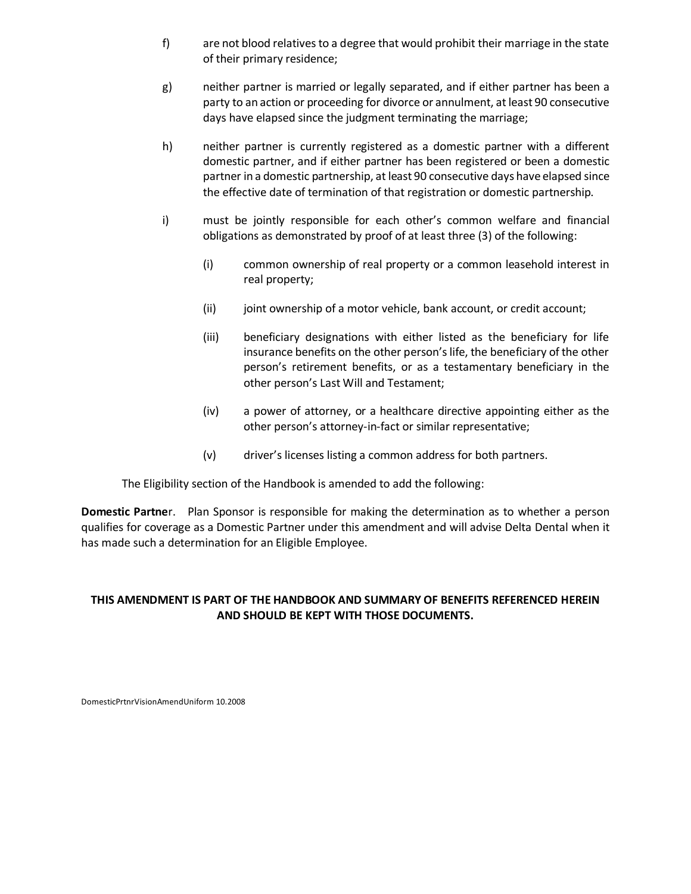f) are not blood relatives to a degree that would prohibit their marriage in the state of their primary residence;

g) neither partner is married or legally separated, and if either partner has been a party to an action or proceeding for divorce or annulment, at least 90 consecutive days have elapsed since the judgment terminating the marriage;

h) neither partner is currently registered as a domestic partner with a different domestic partner, and if either partner has been registered or been a domestic partner in a domestic partnership, at least 90 consecutive days have elapsed since the effective date of termination of that registration or domestic partnership.

i) must be jointly responsible for each other's common welfare and financial obligations as demonstrated by proof of at least three (3) of the following:

   (i) common ownership of real property or a common leasehold interest in real property;

   (ii) joint ownership of a motor vehicle, bank account, or credit account;

   (iii) beneficiary designations with either listed as the beneficiary for life insurance benefits on the other person's life, the beneficiary of the other person's retirement benefits, or as a testamentary beneficiary in the other person's Last Will and Testament;

   (iv) a power of attorney, or a healthcare directive appointing either as the other person's attorney-in-fact or similar representative;

   (v) driver's licenses listing a common address for both partners.

The Eligibility section of the Handbook is amended to add the following:

**Domestic Partner**. Plan Sponsor is responsible for making the determination as to whether a person qualifies for coverage as a Domestic Partner under this amendment and will advise Delta Dental when it has made such a determination for an Eligible Employee.

**THIS AMENDMENT IS PART OF THE HANDBOOK AND SUMMARY OF BENEFITS REFERENCED HEREIN AND SHOULD BE KEPT WITH THOSE DOCUMENTS.**

DomesticPrtnrVisionAmendUniform 10.2008